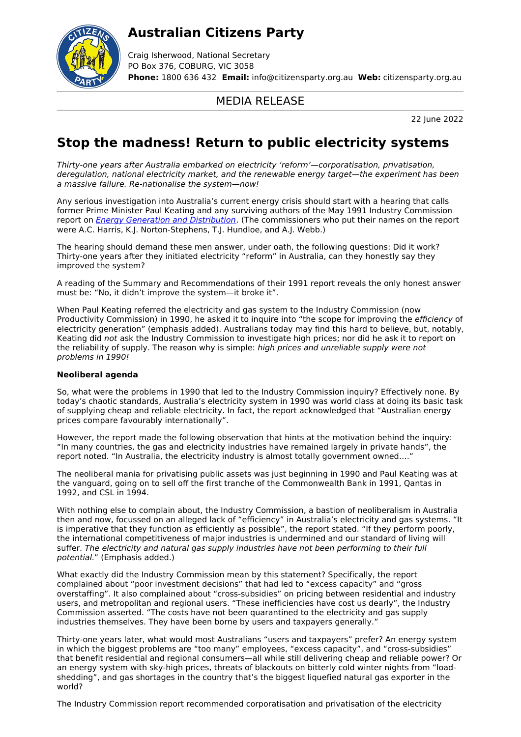# Australian Citizens Party

Craig Isherwood, National Secretary
PO Box 376, COBURG, VIC 3058
**Phone:** 1800 636 432 **Email:** info@citizensparty.org.au **Web:** citizensparty.org.au

MEDIA RELEASE

22 June 2022

## Stop the madness! Return to public electricity systems

*Thirty-one years after Australia embarked on electricity 'reform'—corporatisation, privatisation, deregulation, national electricity market, and the renewable energy target—the experiment has been a massive failure. Re-nationalise the system—now!*

Any serious investigation into Australia's current energy crisis should start with a hearing that calls former Prime Minister Paul Keating and any surviving authors of the May 1991 Industry Commission report on *Energy Generation and Distribution*. (The commissioners who put their names on the report were A.C. Harris, K.J. Norton-Stephens, T.J. Hundloe, and A.J. Webb.)

The hearing should demand these men answer, under oath, the following questions: Did it work? Thirty-one years after they initiated electricity "reform" in Australia, can they honestly say they improved the system?

A reading of the Summary and Recommendations of their 1991 report reveals the only honest answer must be: "No, it didn't improve the system—it broke it".

When Paul Keating referred the electricity and gas system to the Industry Commission (now Productivity Commission) in 1990, he asked it to inquire into "the scope for improving the *efficiency* of electricity generation" (emphasis added). Australians today may find this hard to believe, but, notably, Keating did *not* ask the Industry Commission to investigate high prices; nor did he ask it to report on the reliability of supply. The reason why is simple: *high prices and unreliable supply were not problems in 1990!*

**Neoliberal agenda**

So, what were the problems in 1990 that led to the Industry Commission inquiry? Effectively none. By today's chaotic standards, Australia's electricity system in 1990 was world class at doing its basic task of supplying cheap and reliable electricity. In fact, the report acknowledged that "Australian energy prices compare favourably internationally".

However, the report made the following observation that hints at the motivation behind the inquiry: "In many countries, the gas and electricity industries have remained largely in private hands", the report noted. "In Australia, the electricity industry is almost totally government owned…."

The neoliberal mania for privatising public assets was just beginning in 1990 and Paul Keating was at the vanguard, going on to sell off the first tranche of the Commonwealth Bank in 1991, Qantas in 1992, and CSL in 1994.

With nothing else to complain about, the Industry Commission, a bastion of neoliberalism in Australia then and now, focussed on an alleged lack of "efficiency" in Australia's electricity and gas systems. "It is imperative that they function as efficiently as possible", the report stated. "If they perform poorly, the international competitiveness of major industries is undermined and our standard of living will suffer. *The electricity and natural gas supply industries have not been performing to their full potential.*" (Emphasis added.)

What exactly did the Industry Commission mean by this statement? Specifically, the report complained about "poor investment decisions" that had led to "excess capacity" and "gross overstaffing". It also complained about "cross-subsidies" on pricing between residential and industry users, and metropolitan and regional users. "These inefficiencies have cost us dearly", the Industry Commission asserted. "The costs have not been quarantined to the electricity and gas supply industries themselves. They have been borne by users and taxpayers generally."

Thirty-one years later, what would most Australians "users and taxpayers" prefer? An energy system in which the biggest problems are "too many" employees, "excess capacity", and "cross-subsidies" that benefit residential and regional consumers—all while still delivering cheap and reliable power? Or an energy system with sky-high prices, threats of blackouts on bitterly cold winter nights from "load-shedding", and gas shortages in the country that's the biggest liquefied natural gas exporter in the world?

The Industry Commission report recommended corporatisation and privatisation of the electricity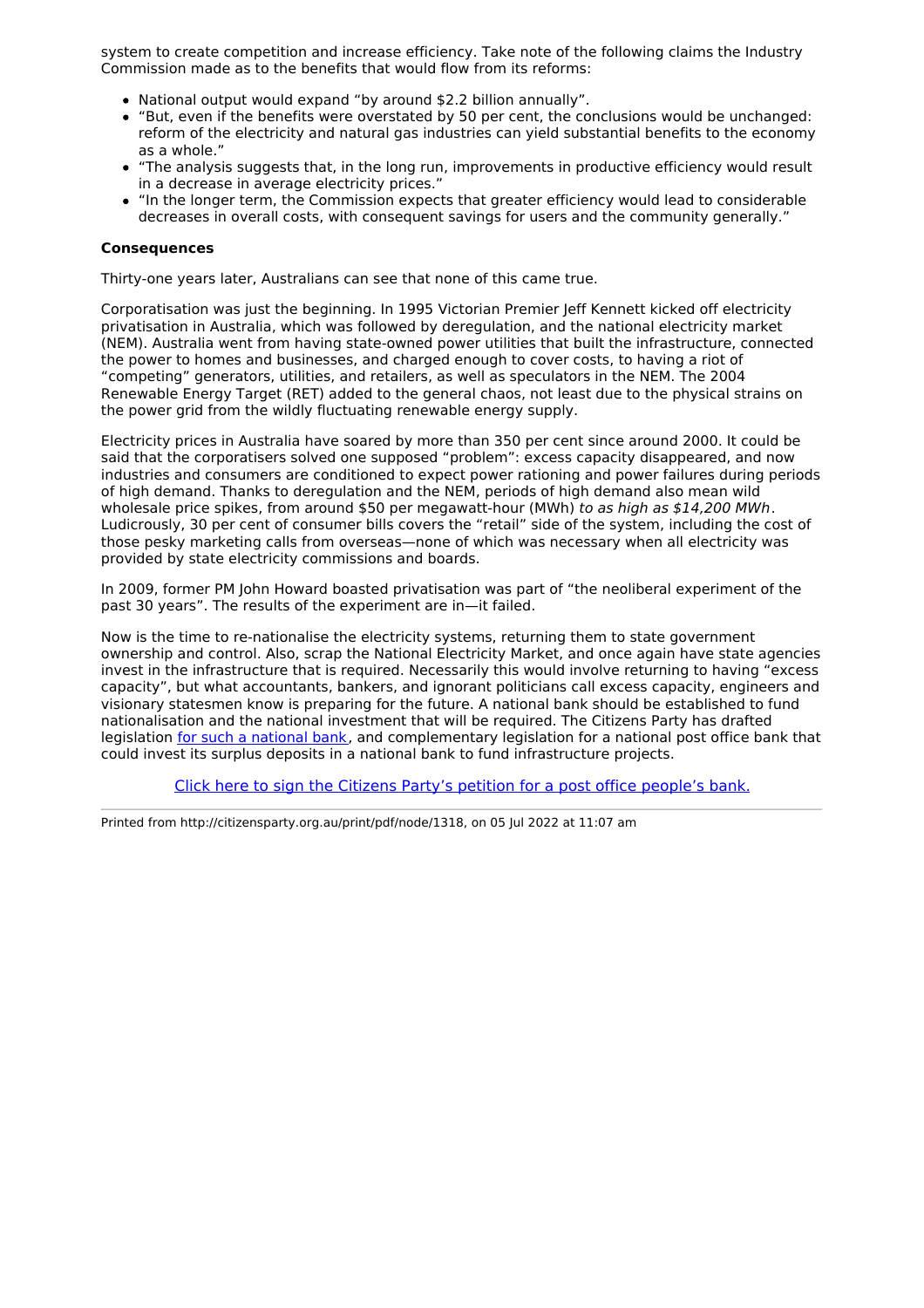system to create competition and increase efficiency. Take note of the following claims the Industry Commission made as to the benefits that would flow from its reforms:

- National output would expand "by around $2.2 billion annually".
- "But, even if the benefits were overstated by 50 per cent, the conclusions would be unchanged: reform of the electricity and natural gas industries can yield substantial benefits to the economy as a whole."
- "The analysis suggests that, in the long run, improvements in productive efficiency would result in a decrease in average electricity prices."
- "In the longer term, the Commission expects that greater efficiency would lead to considerable decreases in overall costs, with consequent savings for users and the community generally."

**Consequences**

Thirty-one years later, Australians can see that none of this came true.

Corporatisation was just the beginning. In 1995 Victorian Premier Jeff Kennett kicked off electricity privatisation in Australia, which was followed by deregulation, and the national electricity market (NEM). Australia went from having state-owned power utilities that built the infrastructure, connected the power to homes and businesses, and charged enough to cover costs, to having a riot of "competing" generators, utilities, and retailers, as well as speculators in the NEM. The 2004 Renewable Energy Target (RET) added to the general chaos, not least due to the physical strains on the power grid from the wildly fluctuating renewable energy supply.

Electricity prices in Australia have soared by more than 350 per cent since around 2000. It could be said that the corporatisers solved one supposed "problem": excess capacity disappeared, and now industries and consumers are conditioned to expect power rationing and power failures during periods of high demand. Thanks to deregulation and the NEM, periods of high demand also mean wild wholesale price spikes, from around $50 per megawatt-hour (MWh) *to as high as $14,200 MWh*. Ludicrously, 30 per cent of consumer bills covers the "retail" side of the system, including the cost of those pesky marketing calls from overseas—none of which was necessary when all electricity was provided by state electricity commissions and boards.

In 2009, former PM John Howard boasted privatisation was part of "the neoliberal experiment of the past 30 years". The results of the experiment are in—it failed.

Now is the time to re-nationalise the electricity systems, returning them to state government ownership and control. Also, scrap the National Electricity Market, and once again have state agencies invest in the infrastructure that is required. Necessarily this would involve returning to having "excess capacity", but what accountants, bankers, and ignorant politicians call excess capacity, engineers and visionary statesmen know is preparing for the future. A national bank should be established to fund nationalisation and the national investment that will be required. The Citizens Party has drafted legislation for such a national bank, and complementary legislation for a national post office bank that could invest its surplus deposits in a national bank to fund infrastructure projects.

Click here to sign the Citizens Party's petition for a post office people's bank.

Printed from http://citizensparty.org.au/print/pdf/node/1318, on 05 Jul 2022 at 11:07 am